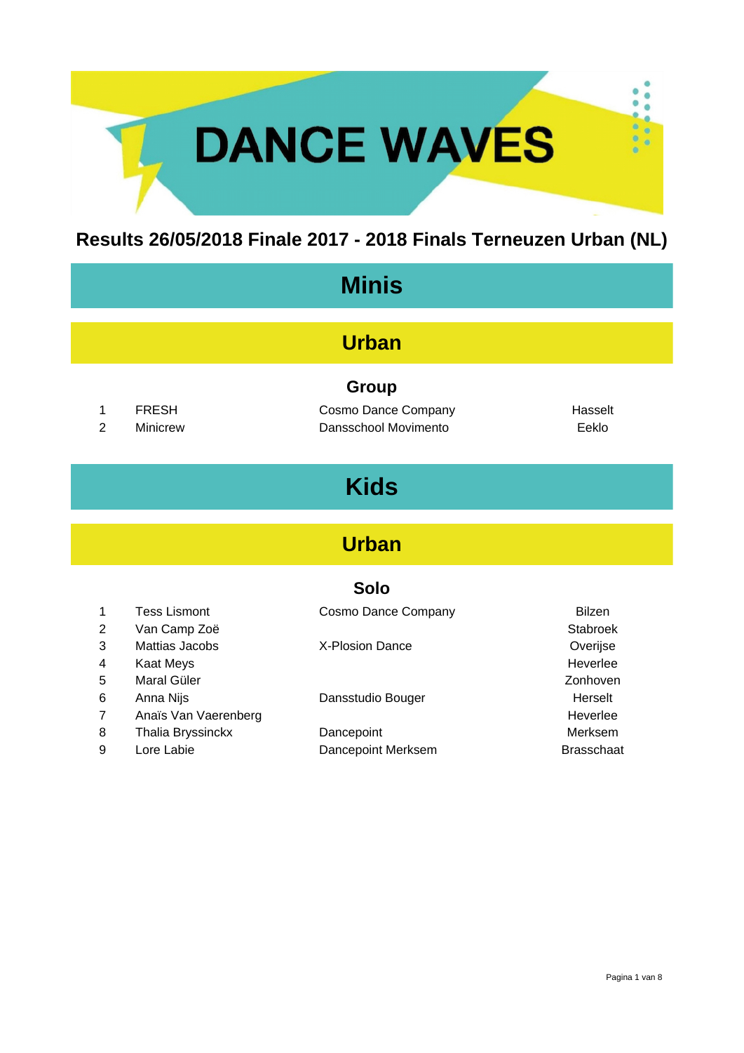# DANCE WAVES

## Results 26/05/2018 Finale 2017 - 2018 Finals Terneuzen Urban (NL)

# Minis

## Urban

### Group

| | | | |
|---|---|---|---|
| 1 | FRESH | Cosmo Dance Company | Hasselt |
| 2 | Minicrew | Dansschool Movimento | Eeklo |

# Kids

## Urban

### Solo

| | | | |
|---|---|---|---|
| 1 | Tess Lismont | Cosmo Dance Company | Bilzen |
| 2 | Van Camp Zoë | | Stabroek |
| 3 | Mattias Jacobs | X-Plosion Dance | Overijse |
| 4 | Kaat Meys | | Heverlee |
| 5 | Maral Güler | | Zonhoven |
| 6 | Anna Nijs | Dansstudio Bouger | Herselt |
| 7 | Anaïs Van Vaerenberg | | Heverlee |
| 8 | Thalia Bryssinckx | Dancepoint | Merksem |
| 9 | Lore Labie | Dancepoint Merksem | Brasschaat |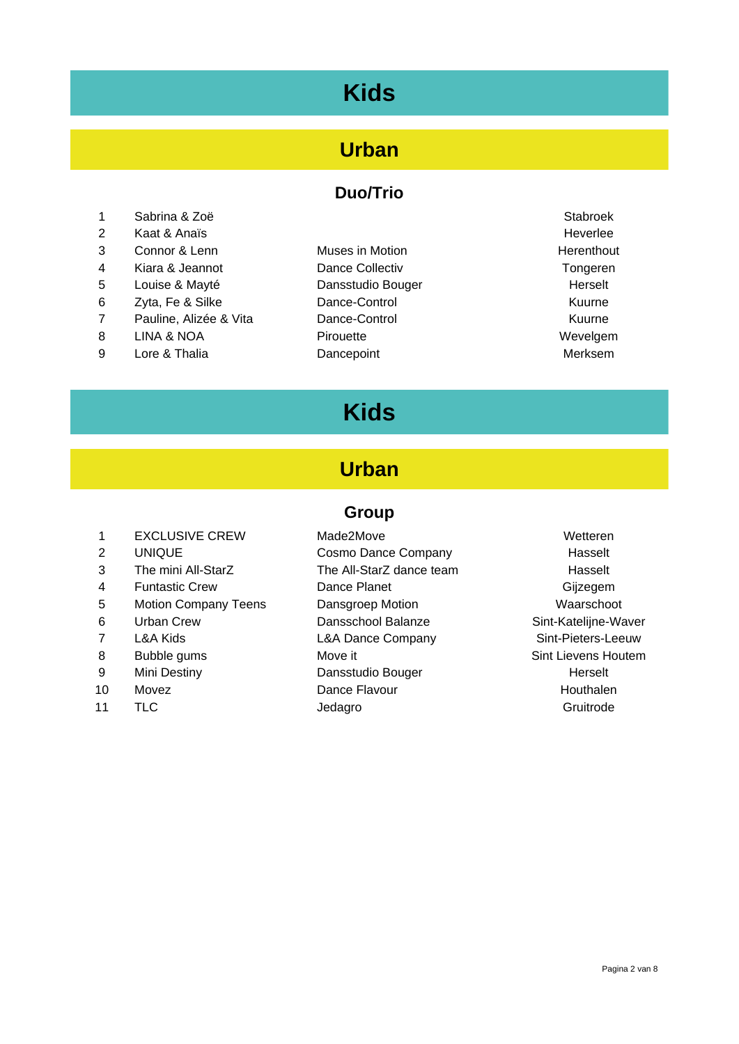# Kids

## Urban

### Duo/Trio

| | | | |
|---|---|---|---|
| 1 | Sabrina & Zoë | | Stabroek |
| 2 | Kaat & Anaïs | | Heverlee |
| 3 | Connor & Lenn | Muses in Motion | Herenthout |
| 4 | Kiara & Jeannot | Dance Collectiv | Tongeren |
| 5 | Louise & Mayté | Dansstudio Bouger | Herselt |
| 6 | Zyta, Fe & Silke | Dance-Control | Kuurne |
| 7 | Pauline, Alizée & Vita | Dance-Control | Kuurne |
| 8 | LINA & NOA | Pirouette | Wevelgem |
| 9 | Lore & Thalia | Dancepoint | Merksem |

# Kids

## Urban

### Group

| | | | |
|---|---|---|---|
| 1 | EXCLUSIVE CREW | Made2Move | Wetteren |
| 2 | UNIQUE | Cosmo Dance Company | Hasselt |
| 3 | The mini All-StarZ | The All-StarZ dance team | Hasselt |
| 4 | Funtastic Crew | Dance Planet | Gijzegem |
| 5 | Motion Company Teens | Dansgroep Motion | Waarschoot |
| 6 | Urban Crew | Dansschool Balanze | Sint-Katelijne-Waver |
| 7 | L&A Kids | L&A Dance Company | Sint-Pieters-Leeuw |
| 8 | Bubble gums | Move it | Sint Lievens Houtem |
| 9 | Mini Destiny | Dansstudio Bouger | Herselt |
| 10 | Movez | Dance Flavour | Houthalen |
| 11 | TLC | Jedagro | Gruitrode |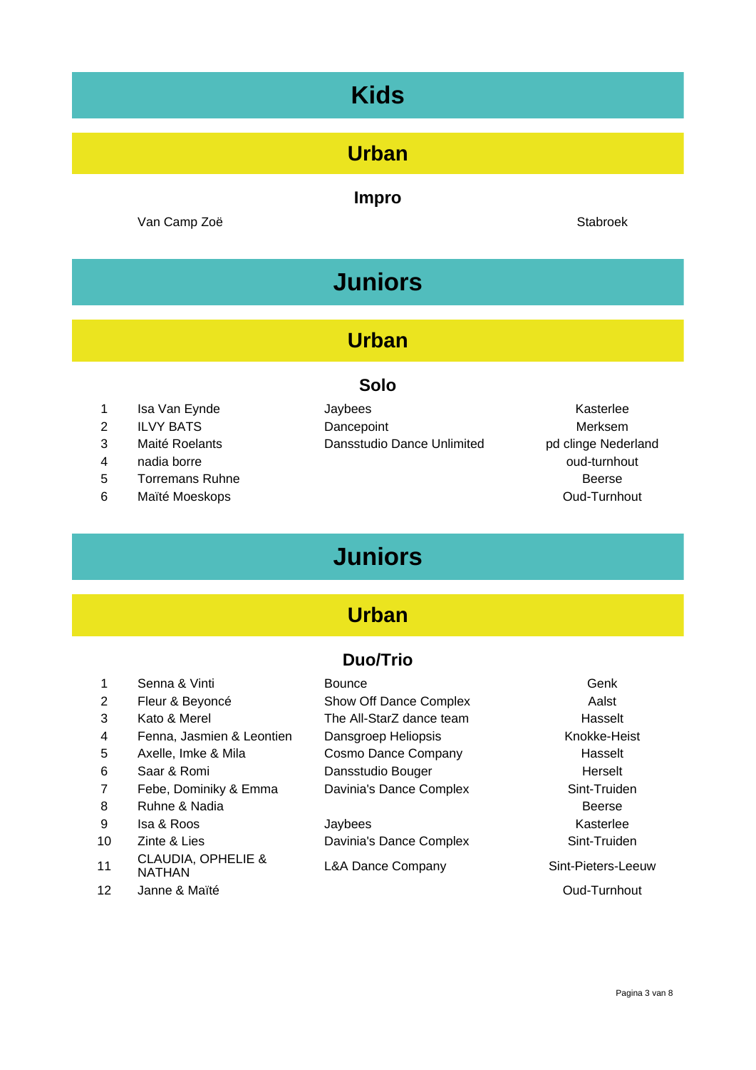# Kids

## Urban

### Impro

| | | | |
|---|---|---|---|
| | Van Camp Zoë | | Stabroek |

# Juniors

## Urban

### Solo

| | | | |
|---|---|---|---|
| 1 | Isa Van Eynde | Jaybees | Kasterlee |
| 2 | ILVY BATS | Dancepoint | Merksem |
| 3 | Maité Roelants | Dansstudio Dance Unlimited | pd clinge Nederland |
| 4 | nadia borre | | oud-turnhout |
| 5 | Torremans Ruhne | | Beerse |
| 6 | Maïté Moeskops | | Oud-Turnhout |

# Juniors

## Urban

### Duo/Trio

| | | | |
|---|---|---|---|
| 1 | Senna & Vinti | Bounce | Genk |
| 2 | Fleur & Beyoncé | Show Off Dance Complex | Aalst |
| 3 | Kato & Merel | The All-StarZ dance team | Hasselt |
| 4 | Fenna, Jasmien & Leontien | Dansgroep Heliopsis | Knokke-Heist |
| 5 | Axelle, Imke & Mila | Cosmo Dance Company | Hasselt |
| 6 | Saar & Romi | Dansstudio Bouger | Herselt |
| 7 | Febe, Dominiky & Emma | Davinia's Dance Complex | Sint-Truiden |
| 8 | Ruhne & Nadia | | Beerse |
| 9 | Isa & Roos | Jaybees | Kasterlee |
| 10 | Zinte & Lies | Davinia's Dance Complex | Sint-Truiden |
| 11 | CLAUDIA, OPHELIE & NATHAN | L&A Dance Company | Sint-Pieters-Leeuw |
| 12 | Janne & Maïté | | Oud-Turnhout |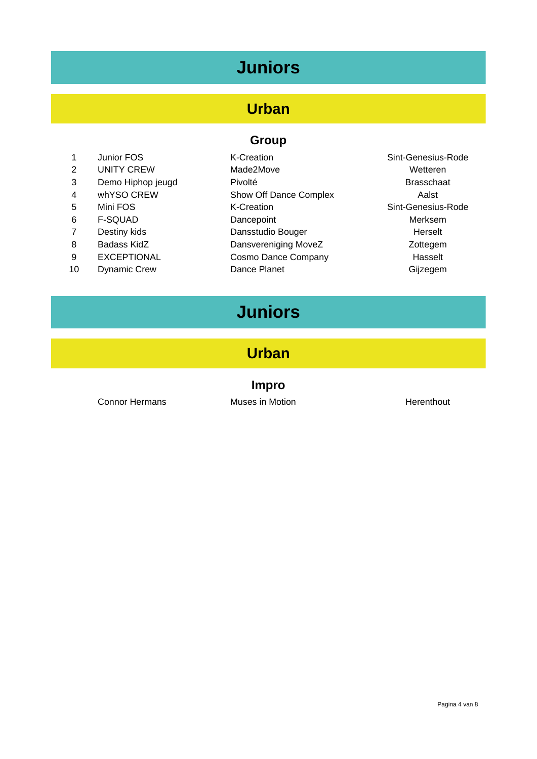# Juniors

## Urban

### Group

| | | | |
|---|---|---|---|
| 1 | Junior FOS | K-Creation | Sint-Genesius-Rode |
| 2 | UNITY CREW | Made2Move | Wetteren |
| 3 | Demo Hiphop jeugd | Pivolté | Brasschaat |
| 4 | whYSO CREW | Show Off Dance Complex | Aalst |
| 5 | Mini FOS | K-Creation | Sint-Genesius-Rode |
| 6 | F-SQUAD | Dancepoint | Merksem |
| 7 | Destiny kids | Dansstudio Bouger | Herselt |
| 8 | Badass KidZ | Dansvereniging MoveZ | Zottegem |
| 9 | EXCEPTIONAL | Cosmo Dance Company | Hasselt |
| 10 | Dynamic Crew | Dance Planet | Gijzegem |

# Juniors

## Urban

### Impro

| | | |
|---|---|---|
| Connor Hermans | Muses in Motion | Herenthout |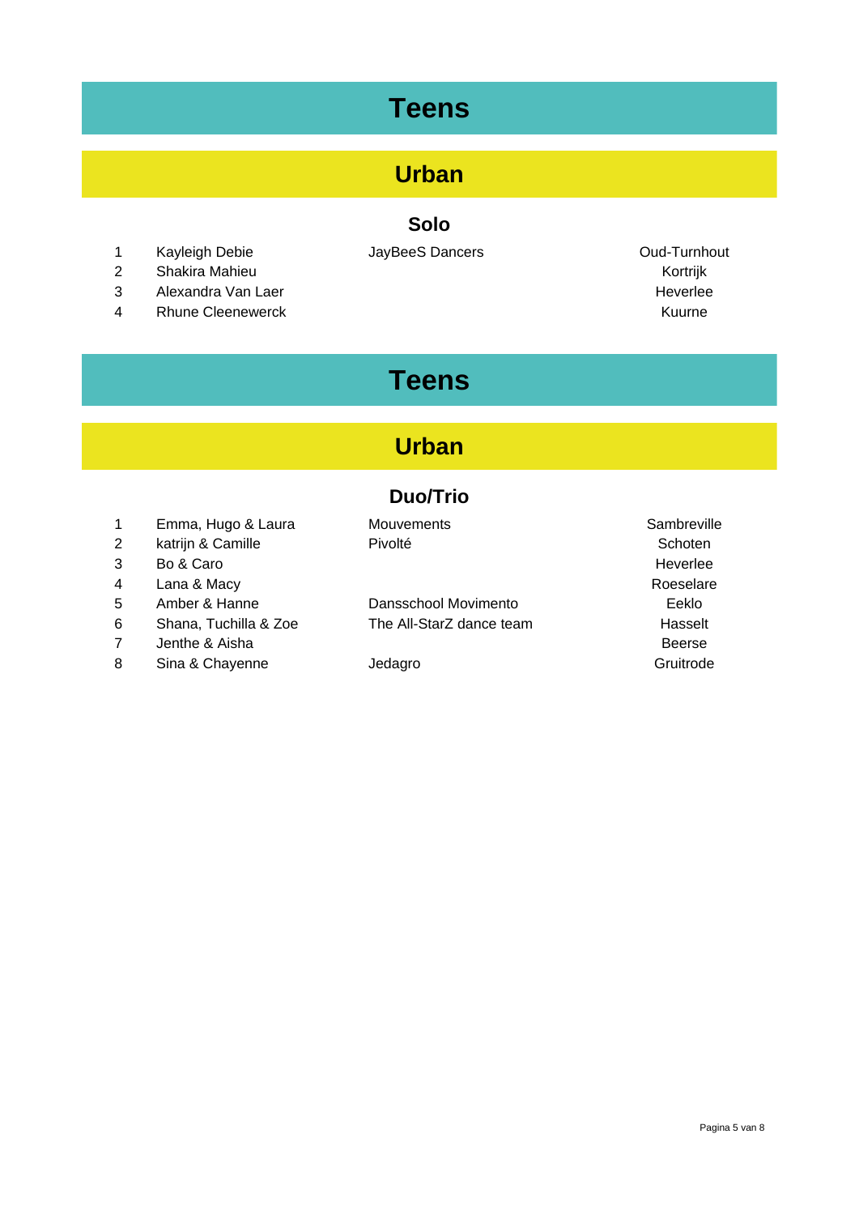# Teens

## Urban

### Solo

| | | | |
|---|---|---|---|
| 1 | Kayleigh Debie | JayBeeS Dancers | Oud-Turnhout |
| 2 | Shakira Mahieu | | Kortrijk |
| 3 | Alexandra Van Laer | | Heverlee |
| 4 | Rhune Cleenewerck | | Kuurne |

# Teens

## Urban

### Duo/Trio

| | | | |
|---|---|---|---|
| 1 | Emma, Hugo & Laura | Mouvements | Sambreville |
| 2 | katrijn & Camille | Pivolté | Schoten |
| 3 | Bo & Caro | | Heverlee |
| 4 | Lana & Macy | | Roeselare |
| 5 | Amber & Hanne | Dansschool Movimento | Eeklo |
| 6 | Shana, Tuchilla & Zoe | The All-StarZ dance team | Hasselt |
| 7 | Jenthe & Aisha | | Beerse |
| 8 | Sina & Chayenne | Jedagro | Gruitrode |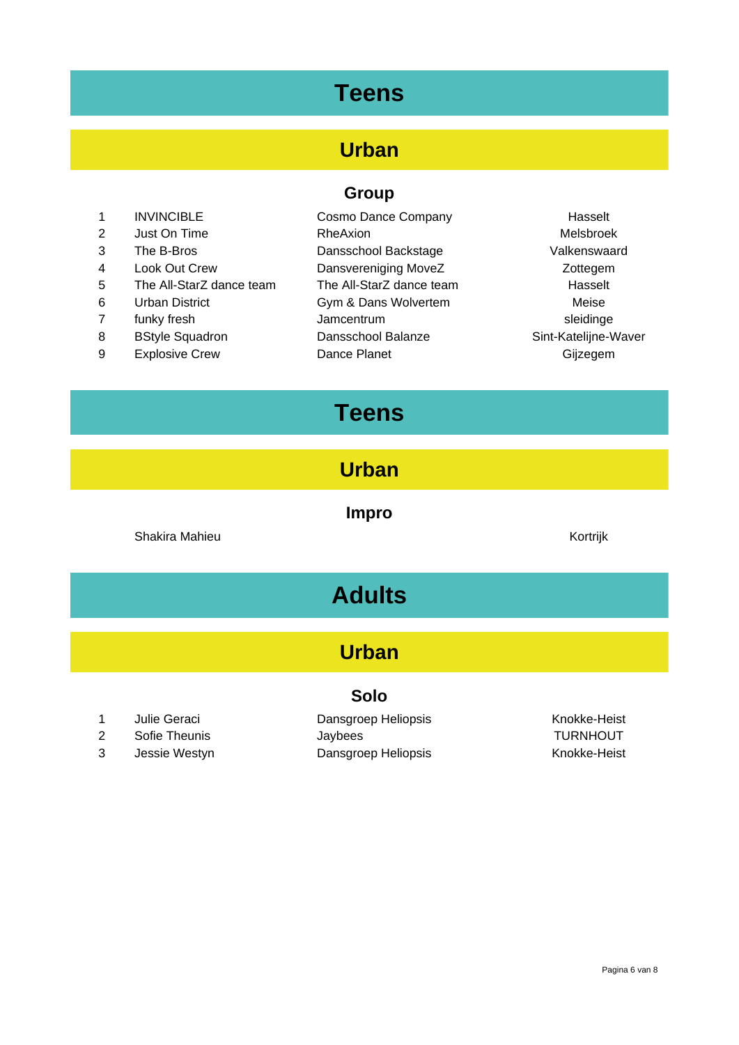# Teens

## Urban

### Group

| | | | |
|---|---|---|---|
| 1 | INVINCIBLE | Cosmo Dance Company | Hasselt |
| 2 | Just On Time | RheAxion | Melsbroek |
| 3 | The B-Bros | Dansschool Backstage | Valkenswaard |
| 4 | Look Out Crew | Dansvereniging MoveZ | Zottegem |
| 5 | The All-StarZ dance team | The All-StarZ dance team | Hasselt |
| 6 | Urban District | Gym & Dans Wolvertem | Meise |
| 7 | funky fresh | Jamcentrum | sleidinge |
| 8 | BStyle Squadron | Dansschool Balanze | Sint-Katelijne-Waver |
| 9 | Explosive Crew | Dance Planet | Gijzegem |

# Teens

## Urban

### Impro

| | |
|---|---|
| Shakira Mahieu | Kortrijk |

# Adults

## Urban

### Solo

| | | | |
|---|---|---|---|
| 1 | Julie Geraci | Dansgroep Heliopsis | Knokke-Heist |
| 2 | Sofie Theunis | Jaybees | TURNHOUT |
| 3 | Jessie Westyn | Dansgroep Heliopsis | Knokke-Heist |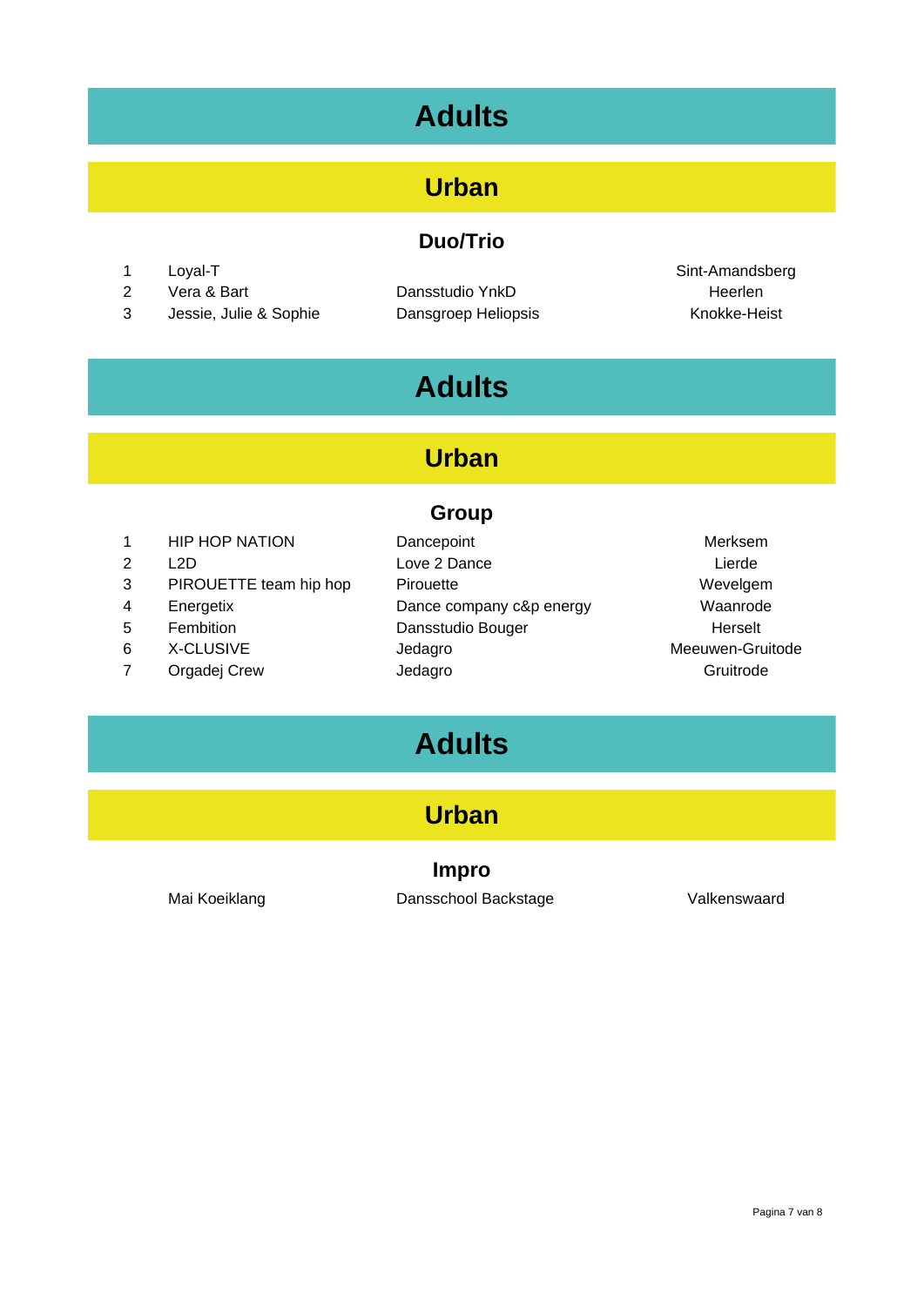# Adults

## Urban

### Duo/Trio

| | | | |
|---|---|---|---|
| 1 | Loyal-T | | Sint-Amandsberg |
| 2 | Vera & Bart | Dansstudio YnkD | Heerlen |
| 3 | Jessie, Julie & Sophie | Dansgroep Heliopsis | Knokke-Heist |

# Adults

## Urban

### Group

| | | | |
|---|---|---|---|
| 1 | HIP HOP NATION | Dancepoint | Merksem |
| 2 | L2D | Love 2 Dance | Lierde |
| 3 | PIROUETTE team hip hop | Pirouette | Wevelgem |
| 4 | Energetix | Dance company c&p energy | Waanrode |
| 5 | Fembition | Dansstudio Bouger | Herselt |
| 6 | X-CLUSIVE | Jedagro | Meeuwen-Gruitode |
| 7 | Orgadej Crew | Jedagro | Gruitrode |

# Adults

## Urban

### Impro

| | | |
|---|---|---|
| Mai Koeiklang | Dansschool Backstage | Valkenswaard |